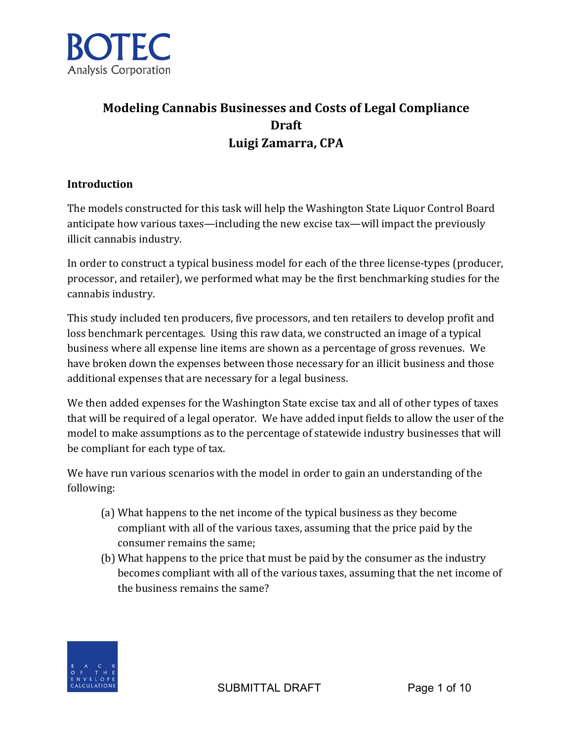BOTEC
Analysis Corporation

# Modeling Cannabis Businesses and Costs of Legal Compliance
# Draft
# Luigi Zamarra, CPA

## Introduction

The models constructed for this task will help the Washington State Liquor Control Board anticipate how various taxes—including the new excise tax—will impact the previously illicit cannabis industry.

In order to construct a typical business model for each of the three license-types (producer, processor, and retailer), we performed what may be the first benchmarking studies for the cannabis industry.

This study included ten producers, five processors, and ten retailers to develop profit and loss benchmark percentages. Using this raw data, we constructed an image of a typical business where all expense line items are shown as a percentage of gross revenues. We have broken down the expenses between those necessary for an illicit business and those additional expenses that are necessary for a legal business.

We then added expenses for the Washington State excise tax and all of other types of taxes that will be required of a legal operator. We have added input fields to allow the user of the model to make assumptions as to the percentage of statewide industry businesses that will be compliant for each type of tax.

We have run various scenarios with the model in order to gain an understanding of the following:

(a) What happens to the net income of the typical business as they become compliant with all of the various taxes, assuming that the price paid by the consumer remains the same;

(b) What happens to the price that must be paid by the consumer as the industry becomes compliant with all of the various taxes, assuming that the net income of the business remains the same?

SUBMITTAL DRAFT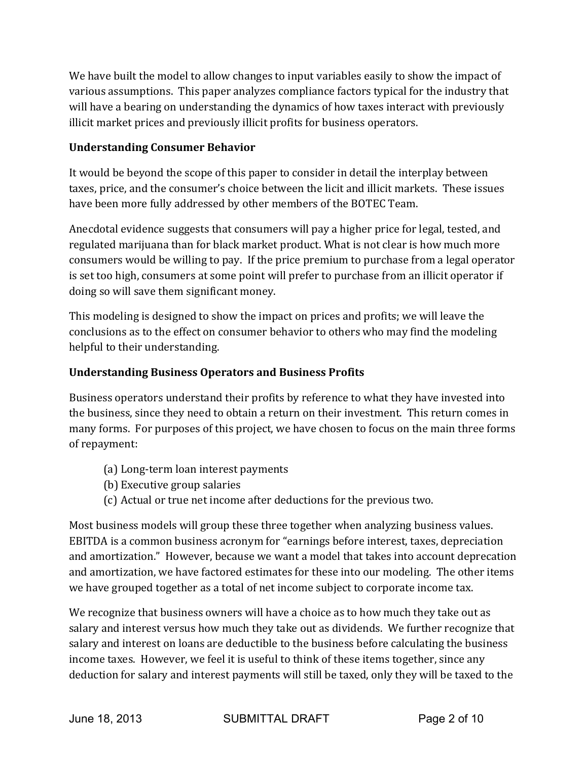We have built the model to allow changes to input variables easily to show the impact of various assumptions. This paper analyzes compliance factors typical for the industry that will have a bearing on understanding the dynamics of how taxes interact with previously illicit market prices and previously illicit profits for business operators.

**Understanding Consumer Behavior**

It would be beyond the scope of this paper to consider in detail the interplay between taxes, price, and the consumer's choice between the licit and illicit markets. These issues have been more fully addressed by other members of the BOTEC Team.

Anecdotal evidence suggests that consumers will pay a higher price for legal, tested, and regulated marijuana than for black market product. What is not clear is how much more consumers would be willing to pay. If the price premium to purchase from a legal operator is set too high, consumers at some point will prefer to purchase from an illicit operator if doing so will save them significant money.

This modeling is designed to show the impact on prices and profits; we will leave the conclusions as to the effect on consumer behavior to others who may find the modeling helpful to their understanding.

**Understanding Business Operators and Business Profits**

Business operators understand their profits by reference to what they have invested into the business, since they need to obtain a return on their investment. This return comes in many forms. For purposes of this project, we have chosen to focus on the main three forms of repayment:

(a) Long-term loan interest payments
(b) Executive group salaries
(c) Actual or true net income after deductions for the previous two.

Most business models will group these three together when analyzing business values. EBITDA is a common business acronym for "earnings before interest, taxes, depreciation and amortization." However, because we want a model that takes into account deprecation and amortization, we have factored estimates for these into our modeling. The other items we have grouped together as a total of net income subject to corporate income tax.

We recognize that business owners will have a choice as to how much they take out as salary and interest versus how much they take out as dividends. We further recognize that salary and interest on loans are deductible to the business before calculating the business income taxes. However, we feel it is useful to think of these items together, since any deduction for salary and interest payments will still be taxed, only they will be taxed to the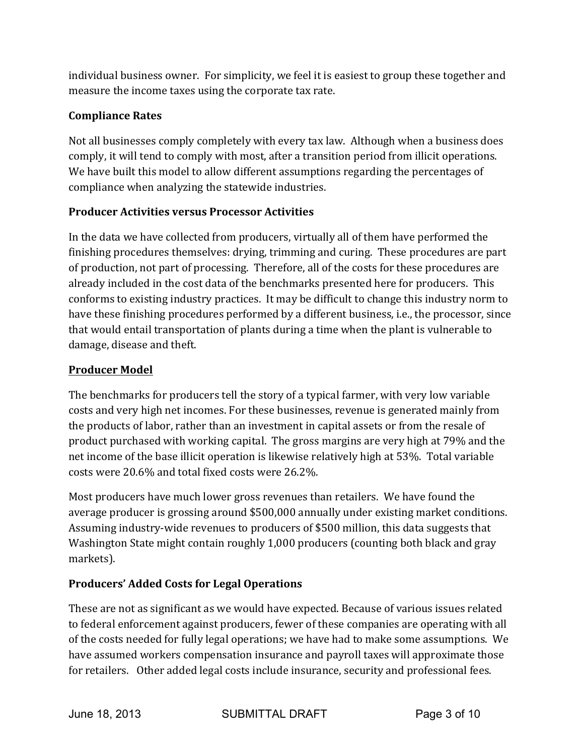individual business owner. For simplicity, we feel it is easiest to group these together and measure the income taxes using the corporate tax rate.

**Compliance Rates**

Not all businesses comply completely with every tax law. Although when a business does comply, it will tend to comply with most, after a transition period from illicit operations. We have built this model to allow different assumptions regarding the percentages of compliance when analyzing the statewide industries.

**Producer Activities versus Processor Activities**

In the data we have collected from producers, virtually all of them have performed the finishing procedures themselves: drying, trimming and curing. These procedures are part of production, not part of processing. Therefore, all of the costs for these procedures are already included in the cost data of the benchmarks presented here for producers. This conforms to existing industry practices. It may be difficult to change this industry norm to have these finishing procedures performed by a different business, i.e., the processor, since that would entail transportation of plants during a time when the plant is vulnerable to damage, disease and theft.

**Producer Model**

The benchmarks for producers tell the story of a typical farmer, with very low variable costs and very high net incomes. For these businesses, revenue is generated mainly from the products of labor, rather than an investment in capital assets or from the resale of product purchased with working capital. The gross margins are very high at 79% and the net income of the base illicit operation is likewise relatively high at 53%. Total variable costs were 20.6% and total fixed costs were 26.2%.

Most producers have much lower gross revenues than retailers. We have found the average producer is grossing around $500,000 annually under existing market conditions. Assuming industry-wide revenues to producers of $500 million, this data suggests that Washington State might contain roughly 1,000 producers (counting both black and gray markets).

**Producers' Added Costs for Legal Operations**

These are not as significant as we would have expected. Because of various issues related to federal enforcement against producers, fewer of these companies are operating with all of the costs needed for fully legal operations; we have had to make some assumptions. We have assumed workers compensation insurance and payroll taxes will approximate those for retailers. Other added legal costs include insurance, security and professional fees.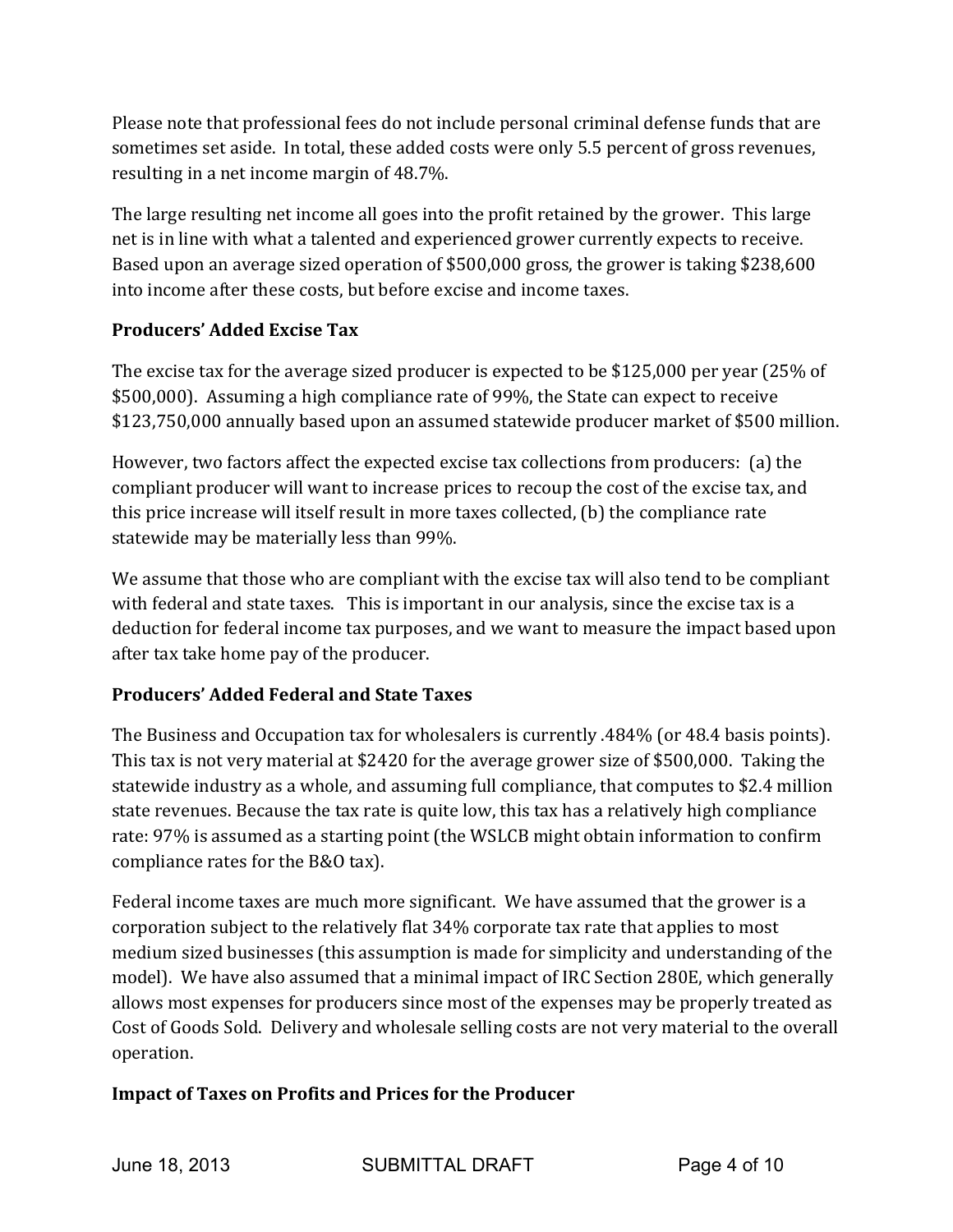Please note that professional fees do not include personal criminal defense funds that are sometimes set aside. In total, these added costs were only 5.5 percent of gross revenues, resulting in a net income margin of 48.7%.

The large resulting net income all goes into the profit retained by the grower. This large net is in line with what a talented and experienced grower currently expects to receive. Based upon an average sized operation of $500,000 gross, the grower is taking $238,600 into income after these costs, but before excise and income taxes.

### Producers' Added Excise Tax

The excise tax for the average sized producer is expected to be $125,000 per year (25% of $500,000). Assuming a high compliance rate of 99%, the State can expect to receive $123,750,000 annually based upon an assumed statewide producer market of $500 million.

However, two factors affect the expected excise tax collections from producers: (a) the compliant producer will want to increase prices to recoup the cost of the excise tax, and this price increase will itself result in more taxes collected, (b) the compliance rate statewide may be materially less than 99%.

We assume that those who are compliant with the excise tax will also tend to be compliant with federal and state taxes. This is important in our analysis, since the excise tax is a deduction for federal income tax purposes, and we want to measure the impact based upon after tax take home pay of the producer.

### Producers' Added Federal and State Taxes

The Business and Occupation tax for wholesalers is currently .484% (or 48.4 basis points). This tax is not very material at $2420 for the average grower size of $500,000. Taking the statewide industry as a whole, and assuming full compliance, that computes to $2.4 million state revenues. Because the tax rate is quite low, this tax has a relatively high compliance rate: 97% is assumed as a starting point (the WSLCB might obtain information to confirm compliance rates for the B&O tax).

Federal income taxes are much more significant. We have assumed that the grower is a corporation subject to the relatively flat 34% corporate tax rate that applies to most medium sized businesses (this assumption is made for simplicity and understanding of the model). We have also assumed that a minimal impact of IRC Section 280E, which generally allows most expenses for producers since most of the expenses may be properly treated as Cost of Goods Sold. Delivery and wholesale selling costs are not very material to the overall operation.

### Impact of Taxes on Profits and Prices for the Producer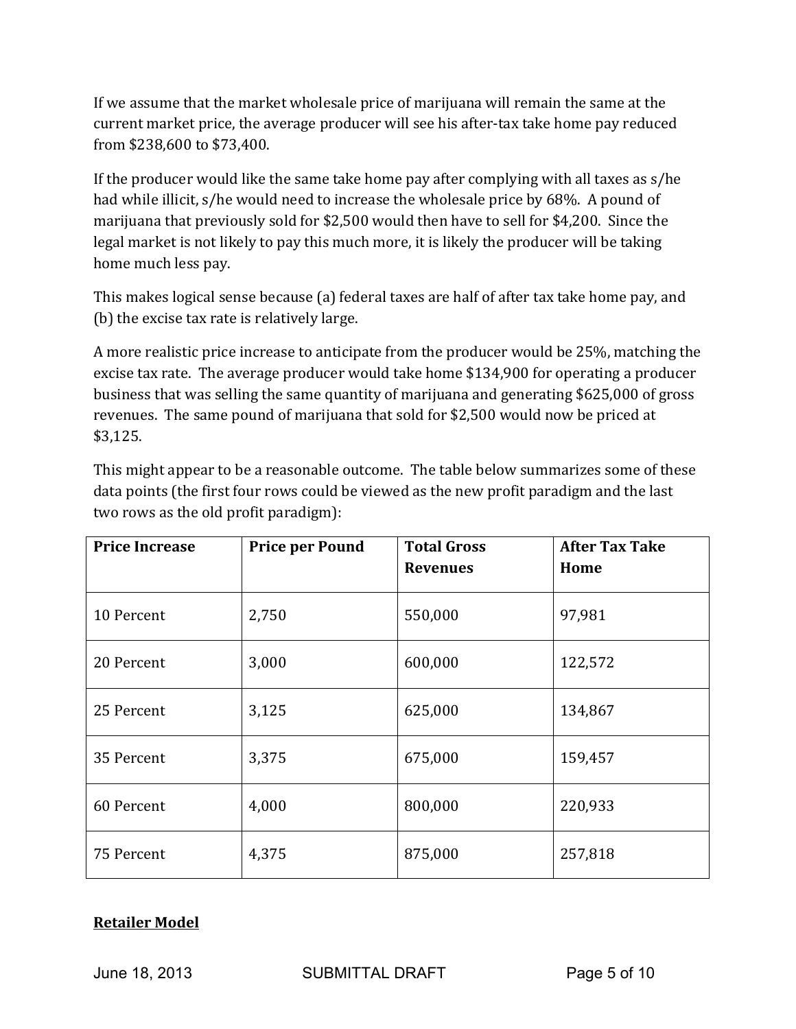If we assume that the market wholesale price of marijuana will remain the same at the current market price, the average producer will see his after-tax take home pay reduced from $238,600 to $73,400.

If the producer would like the same take home pay after complying with all taxes as s/he had while illicit, s/he would need to increase the wholesale price by 68%. A pound of marijuana that previously sold for $2,500 would then have to sell for $4,200. Since the legal market is not likely to pay this much more, it is likely the producer will be taking home much less pay.

This makes logical sense because (a) federal taxes are half of after tax take home pay, and (b) the excise tax rate is relatively large.

A more realistic price increase to anticipate from the producer would be 25%, matching the excise tax rate. The average producer would take home $134,900 for operating a producer business that was selling the same quantity of marijuana and generating $625,000 of gross revenues. The same pound of marijuana that sold for $2,500 would now be priced at $3,125.

This might appear to be a reasonable outcome. The table below summarizes some of these data points (the first four rows could be viewed as the new profit paradigm and the last two rows as the old profit paradigm):

| Price Increase | Price per Pound | Total Gross Revenues | After Tax Take Home |
|---|---|---|---|
| 10 Percent | 2,750 | 550,000 | 97,981 |
| 20 Percent | 3,000 | 600,000 | 122,572 |
| 25 Percent | 3,125 | 625,000 | 134,867 |
| 35 Percent | 3,375 | 675,000 | 159,457 |
| 60 Percent | 4,000 | 800,000 | 220,933 |
| 75 Percent | 4,375 | 875,000 | 257,818 |

**Retailer Model**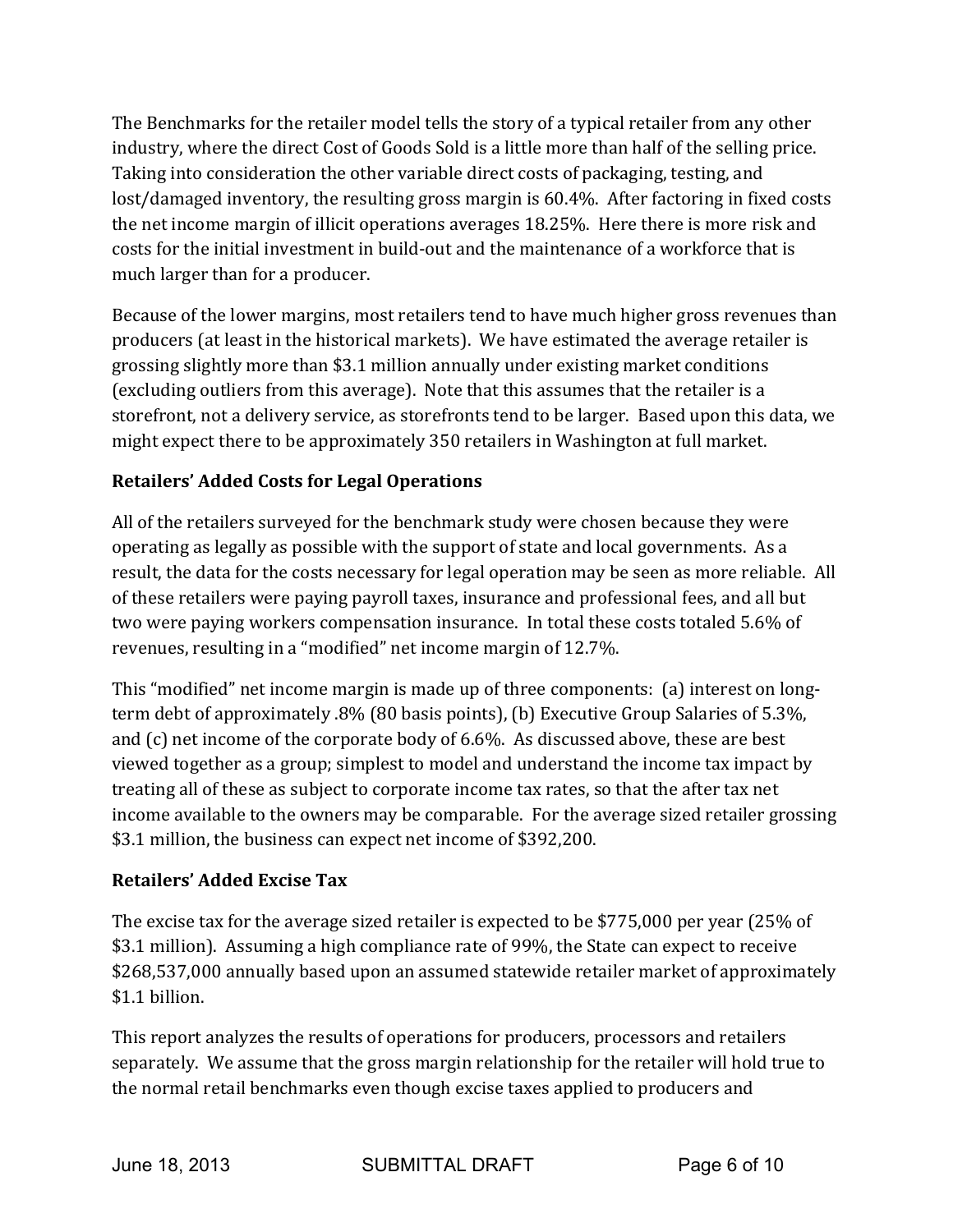The Benchmarks for the retailer model tells the story of a typical retailer from any other industry, where the direct Cost of Goods Sold is a little more than half of the selling price. Taking into consideration the other variable direct costs of packaging, testing, and lost/damaged inventory, the resulting gross margin is 60.4%. After factoring in fixed costs the net income margin of illicit operations averages 18.25%. Here there is more risk and costs for the initial investment in build-out and the maintenance of a workforce that is much larger than for a producer.

Because of the lower margins, most retailers tend to have much higher gross revenues than producers (at least in the historical markets). We have estimated the average retailer is grossing slightly more than $3.1 million annually under existing market conditions (excluding outliers from this average). Note that this assumes that the retailer is a storefront, not a delivery service, as storefronts tend to be larger. Based upon this data, we might expect there to be approximately 350 retailers in Washington at full market.

**Retailers' Added Costs for Legal Operations**

All of the retailers surveyed for the benchmark study were chosen because they were operating as legally as possible with the support of state and local governments. As a result, the data for the costs necessary for legal operation may be seen as more reliable. All of these retailers were paying payroll taxes, insurance and professional fees, and all but two were paying workers compensation insurance. In total these costs totaled 5.6% of revenues, resulting in a "modified" net income margin of 12.7%.

This "modified" net income margin is made up of three components: (a) interest on long-term debt of approximately .8% (80 basis points), (b) Executive Group Salaries of 5.3%, and (c) net income of the corporate body of 6.6%. As discussed above, these are best viewed together as a group; simplest to model and understand the income tax impact by treating all of these as subject to corporate income tax rates, so that the after tax net income available to the owners may be comparable. For the average sized retailer grossing $3.1 million, the business can expect net income of $392,200.

**Retailers' Added Excise Tax**

The excise tax for the average sized retailer is expected to be $775,000 per year (25% of $3.1 million). Assuming a high compliance rate of 99%, the State can expect to receive $268,537,000 annually based upon an assumed statewide retailer market of approximately $1.1 billion.

This report analyzes the results of operations for producers, processors and retailers separately. We assume that the gross margin relationship for the retailer will hold true to the normal retail benchmarks even though excise taxes applied to producers and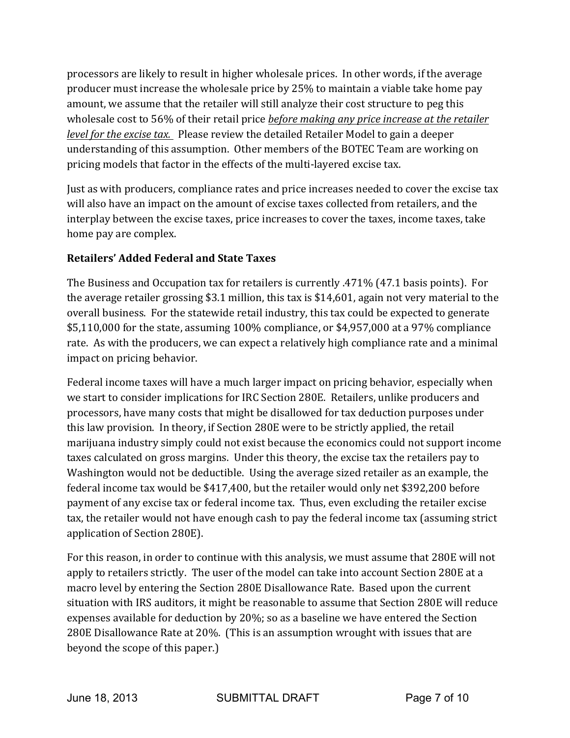processors are likely to result in higher wholesale prices. In other words, if the average producer must increase the wholesale price by 25% to maintain a viable take home pay amount, we assume that the retailer will still analyze their cost structure to peg this wholesale cost to 56% of their retail price *before making any price increase at the retailer level for the excise tax.* Please review the detailed Retailer Model to gain a deeper understanding of this assumption. Other members of the BOTEC Team are working on pricing models that factor in the effects of the multi-layered excise tax.

Just as with producers, compliance rates and price increases needed to cover the excise tax will also have an impact on the amount of excise taxes collected from retailers, and the interplay between the excise taxes, price increases to cover the taxes, income taxes, take home pay are complex.

**Retailers' Added Federal and State Taxes**

The Business and Occupation tax for retailers is currently .471% (47.1 basis points). For the average retailer grossing $3.1 million, this tax is $14,601, again not very material to the overall business. For the statewide retail industry, this tax could be expected to generate $5,110,000 for the state, assuming 100% compliance, or $4,957,000 at a 97% compliance rate. As with the producers, we can expect a relatively high compliance rate and a minimal impact on pricing behavior.

Federal income taxes will have a much larger impact on pricing behavior, especially when we start to consider implications for IRC Section 280E. Retailers, unlike producers and processors, have many costs that might be disallowed for tax deduction purposes under this law provision. In theory, if Section 280E were to be strictly applied, the retail marijuana industry simply could not exist because the economics could not support income taxes calculated on gross margins. Under this theory, the excise tax the retailers pay to Washington would not be deductible. Using the average sized retailer as an example, the federal income tax would be $417,400, but the retailer would only net $392,200 before payment of any excise tax or federal income tax. Thus, even excluding the retailer excise tax, the retailer would not have enough cash to pay the federal income tax (assuming strict application of Section 280E).

For this reason, in order to continue with this analysis, we must assume that 280E will not apply to retailers strictly. The user of the model can take into account Section 280E at a macro level by entering the Section 280E Disallowance Rate. Based upon the current situation with IRS auditors, it might be reasonable to assume that Section 280E will reduce expenses available for deduction by 20%; so as a baseline we have entered the Section 280E Disallowance Rate at 20%. (This is an assumption wrought with issues that are beyond the scope of this paper.)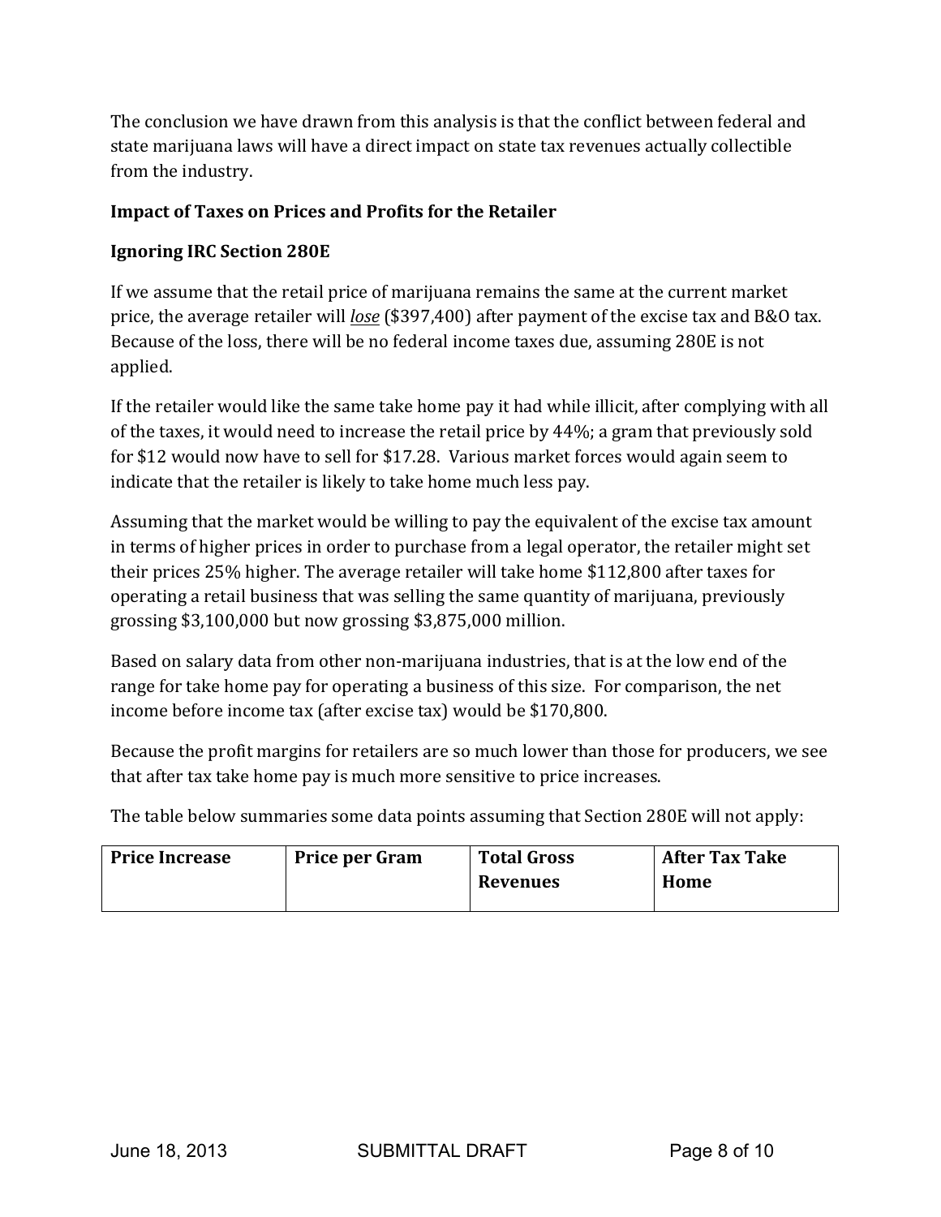The conclusion we have drawn from this analysis is that the conflict between federal and state marijuana laws will have a direct impact on state tax revenues actually collectible from the industry.

**Impact of Taxes on Prices and Profits for the Retailer**

**Ignoring IRC Section 280E**

If we assume that the retail price of marijuana remains the same at the current market price, the average retailer will *lose* ($397,400) after payment of the excise tax and B&O tax. Because of the loss, there will be no federal income taxes due, assuming 280E is not applied.

If the retailer would like the same take home pay it had while illicit, after complying with all of the taxes, it would need to increase the retail price by 44%; a gram that previously sold for $12 would now have to sell for $17.28. Various market forces would again seem to indicate that the retailer is likely to take home much less pay.

Assuming that the market would be willing to pay the equivalent of the excise tax amount in terms of higher prices in order to purchase from a legal operator, the retailer might set their prices 25% higher. The average retailer will take home $112,800 after taxes for operating a retail business that was selling the same quantity of marijuana, previously grossing $3,100,000 but now grossing $3,875,000 million.

Based on salary data from other non-marijuana industries, that is at the low end of the range for take home pay for operating a business of this size. For comparison, the net income before income tax (after excise tax) would be $170,800.

Because the profit margins for retailers are so much lower than those for producers, we see that after tax take home pay is much more sensitive to price increases.

The table below summaries some data points assuming that Section 280E will not apply:

| Price Increase | Price per Gram | Total Gross Revenues | After Tax Take Home |
| --- | --- | --- | --- |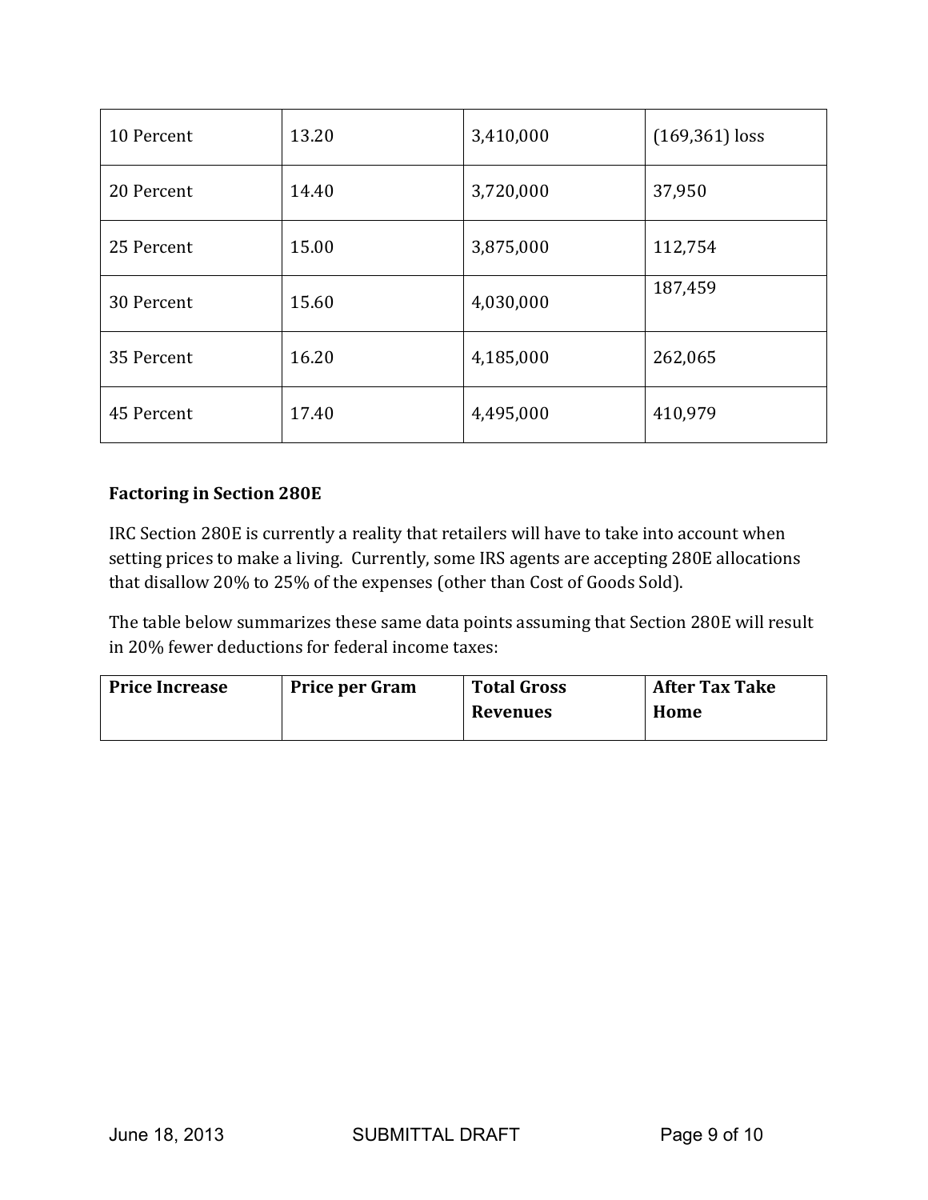| | | | |
|---|---|---|---|
| 10 Percent | 13.20 | 3,410,000 | (169,361) loss |
| 20 Percent | 14.40 | 3,720,000 | 37,950 |
| 25 Percent | 15.00 | 3,875,000 | 112,754 |
| 30 Percent | 15.60 | 4,030,000 | 187,459 |
| 35 Percent | 16.20 | 4,185,000 | 262,065 |
| 45 Percent | 17.40 | 4,495,000 | 410,979 |

**Factoring in Section 280E**

IRC Section 280E is currently a reality that retailers will have to take into account when setting prices to make a living. Currently, some IRS agents are accepting 280E allocations that disallow 20% to 25% of the expenses (other than Cost of Goods Sold).

The table below summarizes these same data points assuming that Section 280E will result in 20% fewer deductions for federal income taxes:

| Price Increase | Price per Gram | Total Gross Revenues | After Tax Take Home |
|---|---|---|---|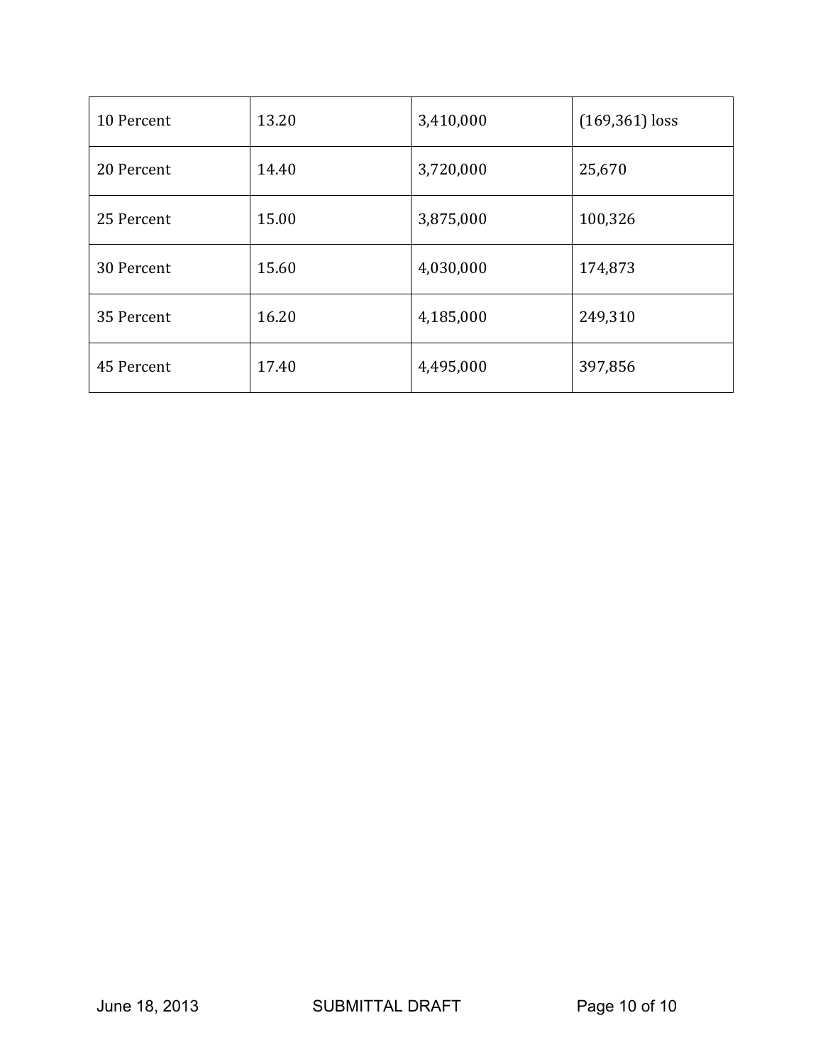| | | | |
|---|---|---|---|
| 10 Percent | 13.20 | 3,410,000 | (169,361) loss |
| 20 Percent | 14.40 | 3,720,000 | 25,670 |
| 25 Percent | 15.00 | 3,875,000 | 100,326 |
| 30 Percent | 15.60 | 4,030,000 | 174,873 |
| 35 Percent | 16.20 | 4,185,000 | 249,310 |
| 45 Percent | 17.40 | 4,495,000 | 397,856 |